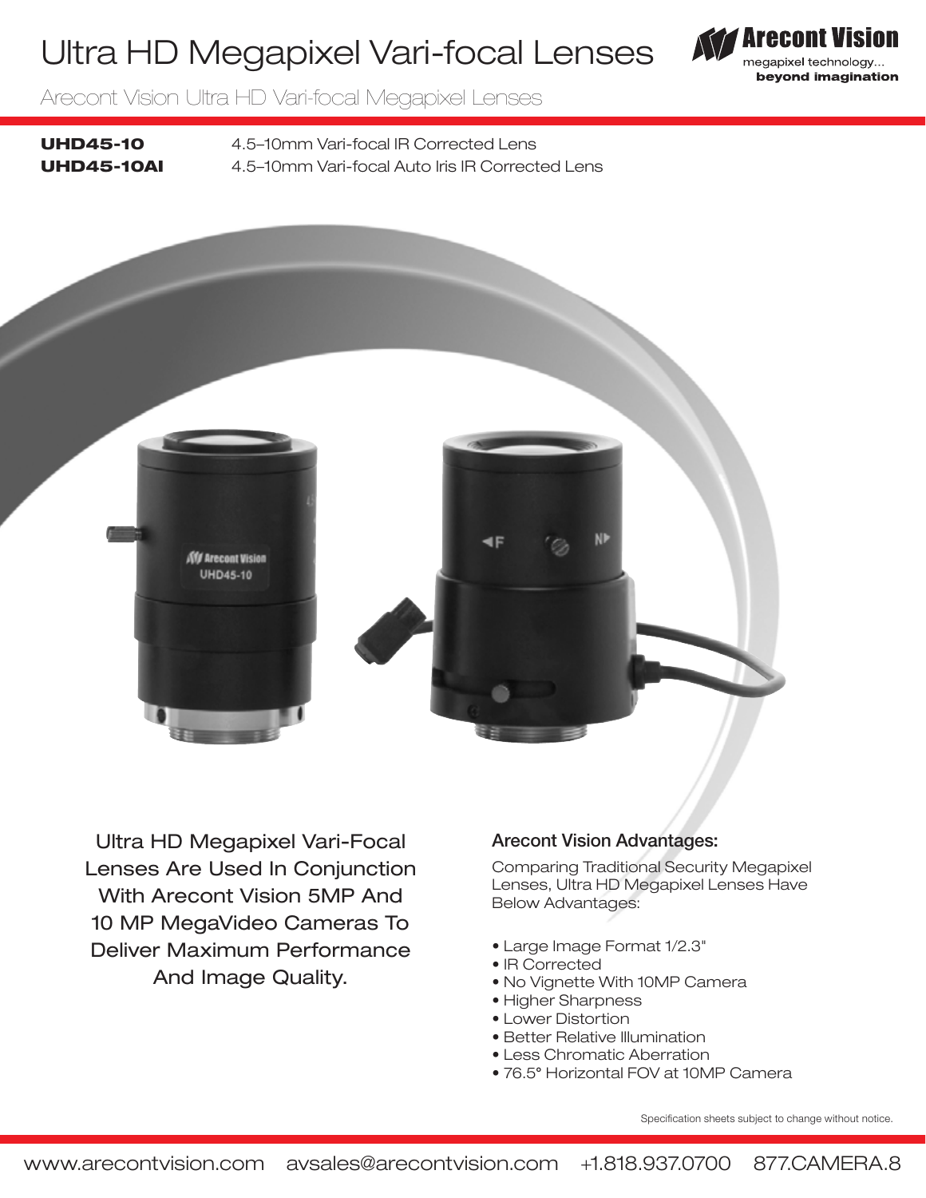# Ultra HD Megapixel Vari-focal Lenses

Arecont Vision Ultra HD Vari-focal Megapixel Lenses

| | |
|---|---|
| **UHD45-10** | 4.5–10mm Vari-focal IR Corrected Lens |
| **UHD45-10AI** | 4.5–10mm Vari-focal Auto Iris IR Corrected Lens |

Ultra HD Megapixel Vari-Focal Lenses Are Used In Conjunction With Arecont Vision 5MP And 10 MP MegaVideo Cameras To Deliver Maximum Performance And Image Quality.

## Arecont Vision Advantages:

Comparing Traditional Security Megapixel Lenses, Ultra HD Megapixel Lenses Have Below Advantages:

- Large Image Format 1/2.3"
- IR Corrected
- No Vignette With 10MP Camera
- Higher Sharpness
- Lower Distortion
- Better Relative Illumination
- Less Chromatic Aberration
- 76.5° Horizontal FOV at 10MP Camera

Specification sheets subject to change without notice.

www.arecontvision.com avsales@arecontvision.com +1.818.937.0700 877.CAMERA.8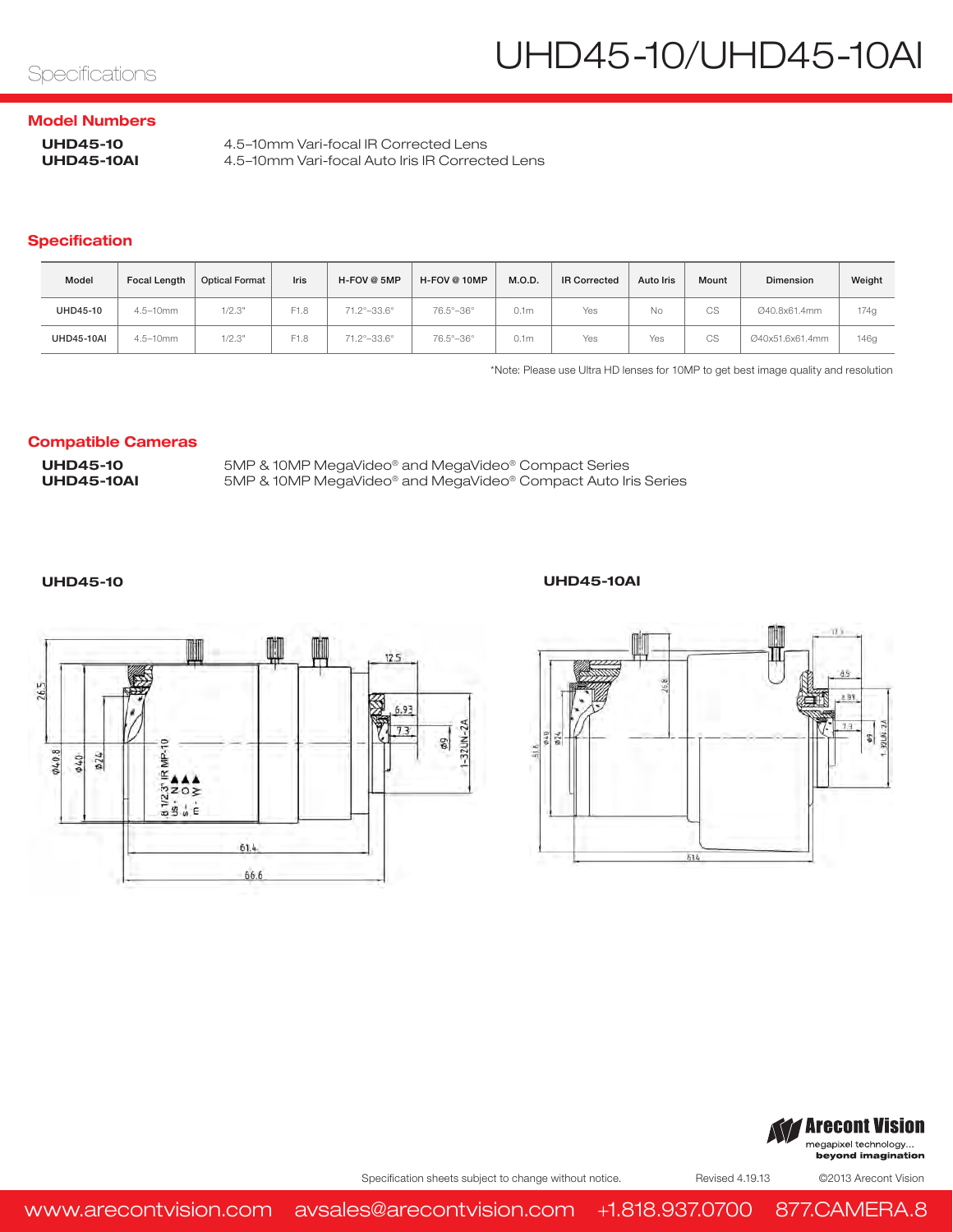Specifications

# UHD45-10/UHD45-10AI

## Model Numbers

**UHD45-10** 4.5–10mm Vari-focal IR Corrected Lens
**UHD45-10AI** 4.5–10mm Vari-focal Auto Iris IR Corrected Lens

## Specification

| Model | Focal Length | Optical Format | Iris | H-FOV @ 5MP | H-FOV @ 10MP | M.O.D. | IR Corrected | Auto Iris | Mount | Dimension | Weight |
|---|---|---|---|---|---|---|---|---|---|---|---|
| UHD45-10 | 4.5–10mm | 1/2.3" | F1.8 | 71.2°–33.6° | 76.5°–36° | 0.1m | Yes | No | CS | Ø40.8x61.4mm | 174g |
| UHD45-10AI | 4.5–10mm | 1/2.3" | F1.8 | 71.2°–33.6° | 76.5°–36° | 0.1m | Yes | Yes | CS | Ø40x51.6x61.4mm | 146g |

*Note: Please use Ultra HD lenses for 10MP to get best image quality and resolution

## Compatible Cameras

**UHD45-10** 5MP & 10MP MegaVideo® and MegaVideo® Compact Series
**UHD45-10AI** 5MP & 10MP MegaVideo® and MegaVideo® Compact Auto Iris Series

**UHD45-10**

26.5
Ø40.8
Ø40
Ø24
12.5
6.93
7.3
Ø9
1-32UN-2A
61.4
66.6

**UHD45-10AI**

17.3
8.5
6.93
7.3
26.8
51.6
Ø40
Ø24
Ø9
1-32UN-2A
61.4

Specification sheets subject to change without notice. Revised 4.19.13 ©2013 Arecont Vision

Arecont Vision
megapixel technology...
beyond imagination

www.arecontvision.com avsales@arecontvision.com +1.818.937.0700 877.CAMERA.8